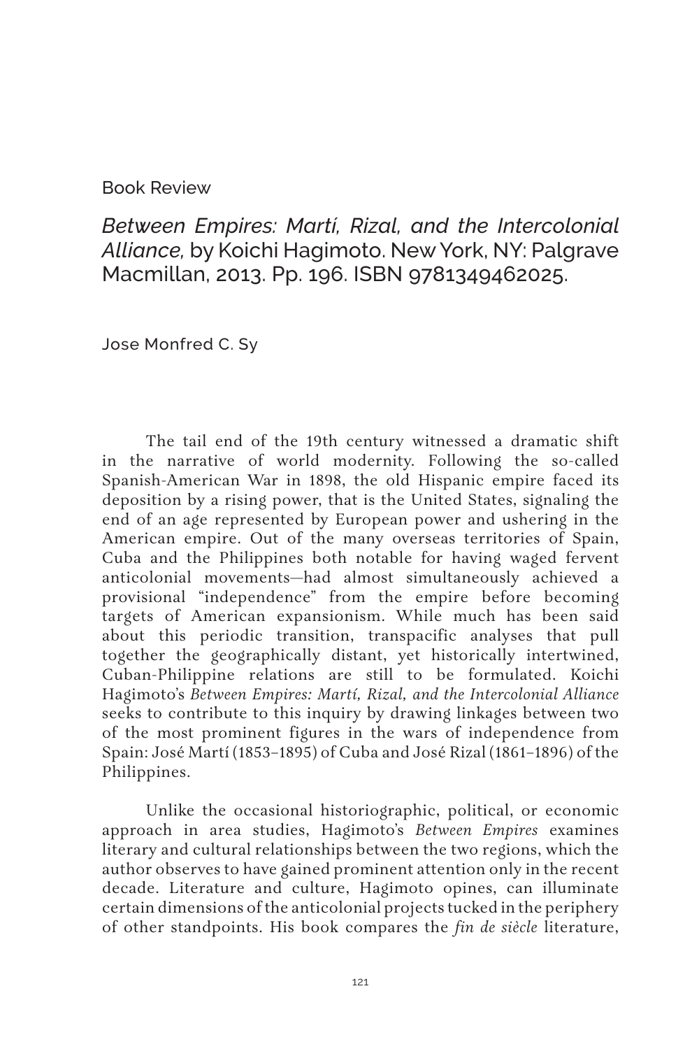Book Review

# *Between Empires: Martí, Rizal, and the Intercolonial Alliance,* by Koichi Hagimoto. New York, NY: Palgrave Macmillan, 2013. Pp. 196. ISBN 9781349462025.

Jose Monfred C. Sy

The tail end of the 19th century witnessed a dramatic shift in the narrative of world modernity. Following the so-called Spanish-American War in 1898, the old Hispanic empire faced its deposition by a rising power, that is the United States, signaling the end of an age represented by European power and ushering in the American empire. Out of the many overseas territories of Spain, Cuba and the Philippines both notable for having waged fervent anticolonial movements—had almost simultaneously achieved a provisional "independence" from the empire before becoming targets of American expansionism. While much has been said about this periodic transition, transpacific analyses that pull together the geographically distant, yet historically intertwined, Cuban-Philippine relations are still to be formulated. Koichi Hagimoto's *Between Empires: Martí, Rizal, and the Intercolonial Alliance* seeks to contribute to this inquiry by drawing linkages between two of the most prominent figures in the wars of independence from Spain: José Martí (1853–1895) of Cuba and José Rizal (1861–1896) of the Philippines.

Unlike the occasional historiographic, political, or economic approach in area studies, Hagimoto's *Between Empires* examines literary and cultural relationships between the two regions, which the author observes to have gained prominent attention only in the recent decade. Literature and culture, Hagimoto opines, can illuminate certain dimensions of the anticolonial projects tucked in the periphery of other standpoints. His book compares the *fin de siècle* literature,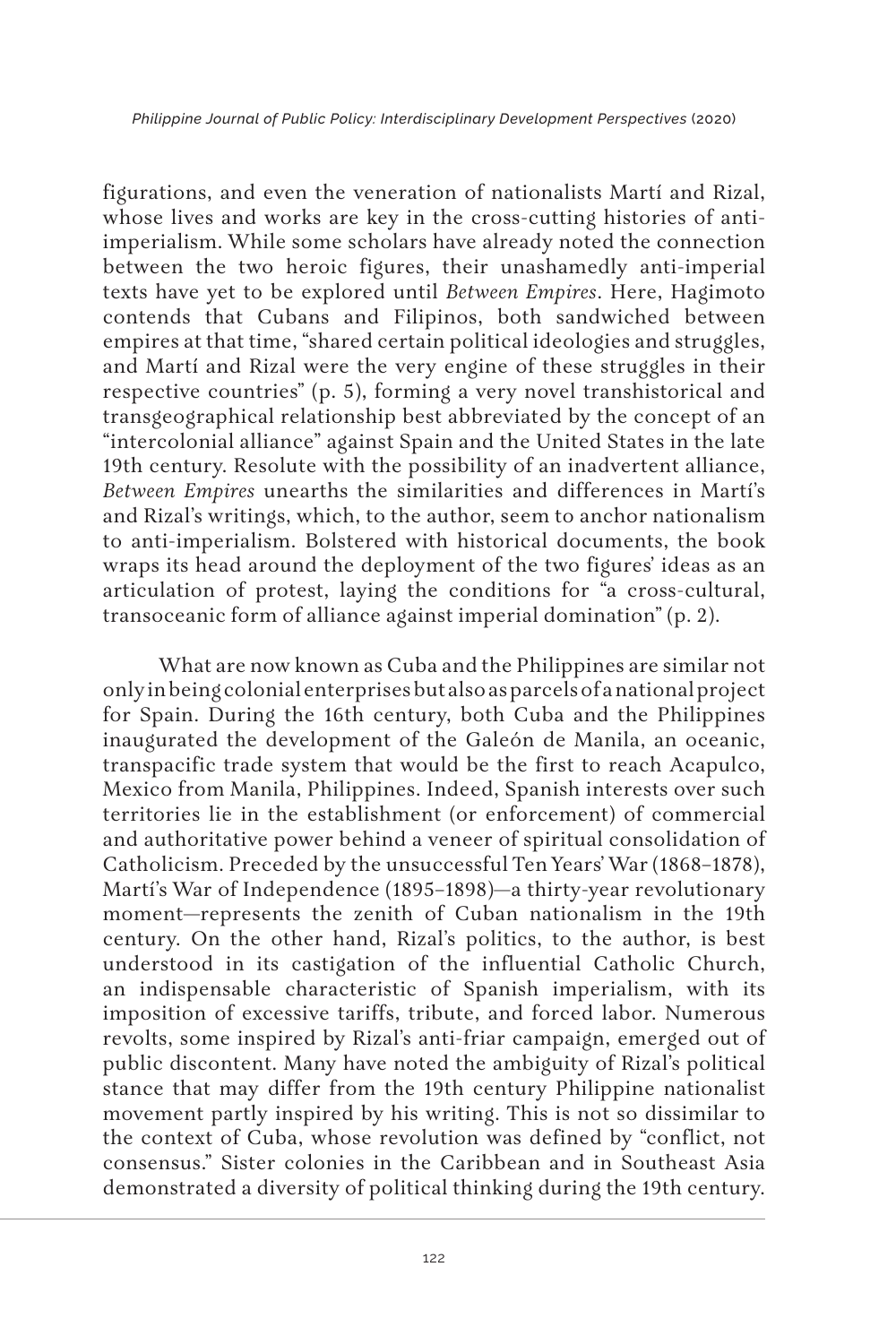figurations, and even the veneration of nationalists Martí and Rizal, whose lives and works are key in the cross-cutting histories of anti-imperialism. While some scholars have already noted the connection between the two heroic figures, their unashamedly anti-imperial texts have yet to be explored until *Between Empires*. Here, Hagimoto contends that Cubans and Filipinos, both sandwiched between empires at that time, "shared certain political ideologies and struggles, and Martí and Rizal were the very engine of these struggles in their respective countries" (p. 5), forming a very novel transhistorical and transgeographical relationship best abbreviated by the concept of an "intercolonial alliance" against Spain and the United States in the late 19th century. Resolute with the possibility of an inadvertent alliance, *Between Empires* unearths the similarities and differences in Martí's and Rizal's writings, which, to the author, seem to anchor nationalism to anti-imperialism. Bolstered with historical documents, the book wraps its head around the deployment of the two figures' ideas as an articulation of protest, laying the conditions for "a cross-cultural, transoceanic form of alliance against imperial domination" (p. 2).

What are now known as Cuba and the Philippines are similar not only in being colonial enterprises but also as parcels of a national project for Spain. During the 16th century, both Cuba and the Philippines inaugurated the development of the Galeón de Manila, an oceanic, transpacific trade system that would be the first to reach Acapulco, Mexico from Manila, Philippines. Indeed, Spanish interests over such territories lie in the establishment (or enforcement) of commercial and authoritative power behind a veneer of spiritual consolidation of Catholicism. Preceded by the unsuccessful Ten Years' War (1868–1878), Martí's War of Independence (1895–1898)—a thirty-year revolutionary moment—represents the zenith of Cuban nationalism in the 19th century. On the other hand, Rizal's politics, to the author, is best understood in its castigation of the influential Catholic Church, an indispensable characteristic of Spanish imperialism, with its imposition of excessive tariffs, tribute, and forced labor. Numerous revolts, some inspired by Rizal's anti-friar campaign, emerged out of public discontent. Many have noted the ambiguity of Rizal's political stance that may differ from the 19th century Philippine nationalist movement partly inspired by his writing. This is not so dissimilar to the context of Cuba, whose revolution was defined by "conflict, not consensus." Sister colonies in the Caribbean and in Southeast Asia demonstrated a diversity of political thinking during the 19th century.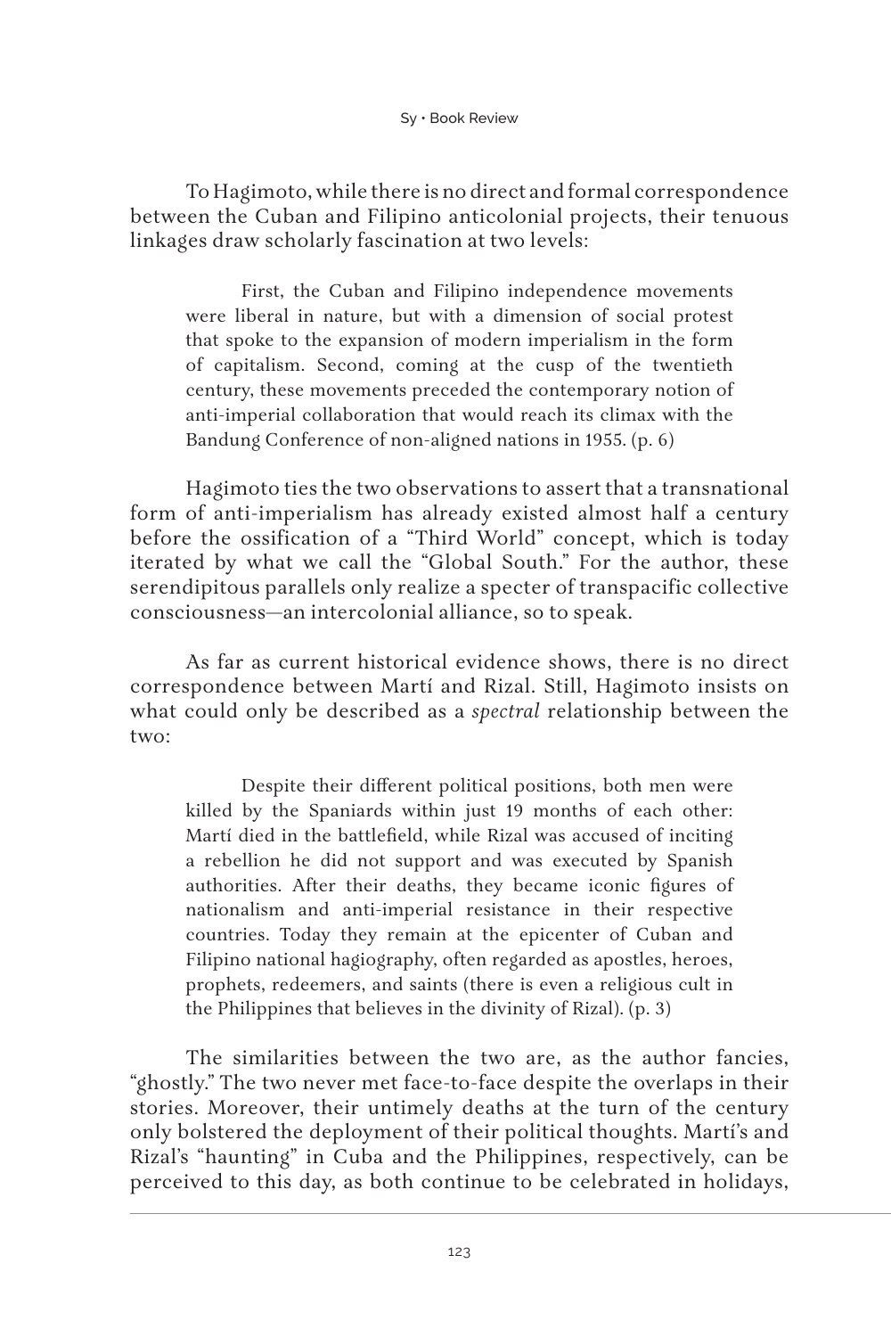To Hagimoto, while there is no direct and formal correspondence between the Cuban and Filipino anticolonial projects, their tenuous linkages draw scholarly fascination at two levels:

> First, the Cuban and Filipino independence movements were liberal in nature, but with a dimension of social protest that spoke to the expansion of modern imperialism in the form of capitalism. Second, coming at the cusp of the twentieth century, these movements preceded the contemporary notion of anti-imperial collaboration that would reach its climax with the Bandung Conference of non-aligned nations in 1955. (p. 6)

Hagimoto ties the two observations to assert that a transnational form of anti-imperialism has already existed almost half a century before the ossification of a "Third World" concept, which is today iterated by what we call the "Global South." For the author, these serendipitous parallels only realize a specter of transpacific collective consciousness—an intercolonial alliance, so to speak.

As far as current historical evidence shows, there is no direct correspondence between Martí and Rizal. Still, Hagimoto insists on what could only be described as a *spectral* relationship between the two:

> Despite their different political positions, both men were killed by the Spaniards within just 19 months of each other: Martí died in the battlefield, while Rizal was accused of inciting a rebellion he did not support and was executed by Spanish authorities. After their deaths, they became iconic figures of nationalism and anti-imperial resistance in their respective countries. Today they remain at the epicenter of Cuban and Filipino national hagiography, often regarded as apostles, heroes, prophets, redeemers, and saints (there is even a religious cult in the Philippines that believes in the divinity of Rizal). (p. 3)

The similarities between the two are, as the author fancies, "ghostly." The two never met face-to-face despite the overlaps in their stories. Moreover, their untimely deaths at the turn of the century only bolstered the deployment of their political thoughts. Martí's and Rizal's "haunting" in Cuba and the Philippines, respectively, can be perceived to this day, as both continue to be celebrated in holidays,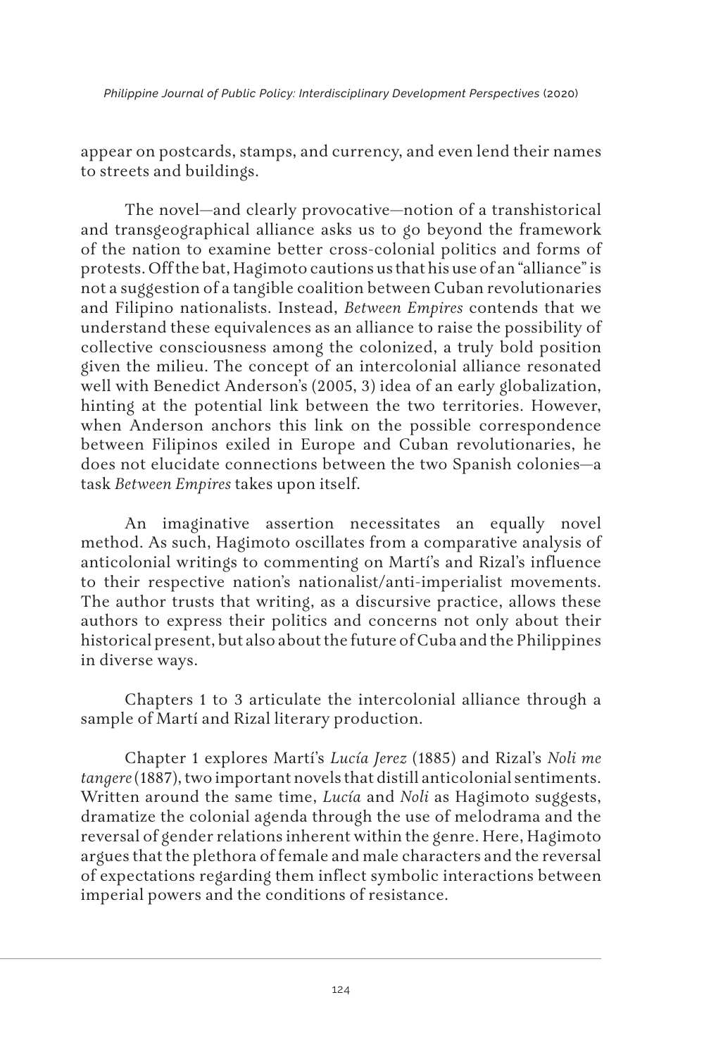appear on postcards, stamps, and currency, and even lend their names to streets and buildings.

The novel—and clearly provocative—notion of a transhistorical and transgeographical alliance asks us to go beyond the framework of the nation to examine better cross-colonial politics and forms of protests. Off the bat, Hagimoto cautions us that his use of an "alliance" is not a suggestion of a tangible coalition between Cuban revolutionaries and Filipino nationalists. Instead, *Between Empires* contends that we understand these equivalences as an alliance to raise the possibility of collective consciousness among the colonized, a truly bold position given the milieu. The concept of an intercolonial alliance resonated well with Benedict Anderson's (2005, 3) idea of an early globalization, hinting at the potential link between the two territories. However, when Anderson anchors this link on the possible correspondence between Filipinos exiled in Europe and Cuban revolutionaries, he does not elucidate connections between the two Spanish colonies—a task *Between Empires* takes upon itself.

An imaginative assertion necessitates an equally novel method. As such, Hagimoto oscillates from a comparative analysis of anticolonial writings to commenting on Martí's and Rizal's influence to their respective nation's nationalist/anti-imperialist movements. The author trusts that writing, as a discursive practice, allows these authors to express their politics and concerns not only about their historical present, but also about the future of Cuba and the Philippines in diverse ways.

Chapters 1 to 3 articulate the intercolonial alliance through a sample of Martí and Rizal literary production.

Chapter 1 explores Martí's *Lucía Jerez* (1885) and Rizal's *Noli me tangere* (1887), two important novels that distill anticolonial sentiments. Written around the same time, *Lucía* and *Noli* as Hagimoto suggests, dramatize the colonial agenda through the use of melodrama and the reversal of gender relations inherent within the genre. Here, Hagimoto argues that the plethora of female and male characters and the reversal of expectations regarding them inflect symbolic interactions between imperial powers and the conditions of resistance.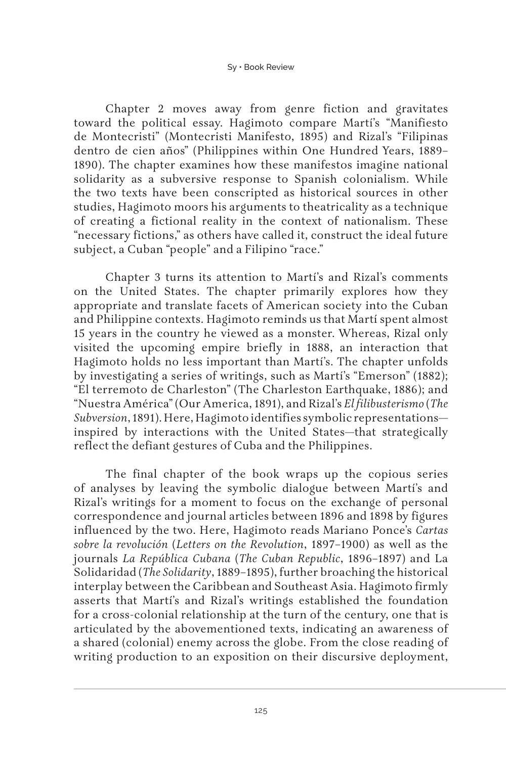Chapter 2 moves away from genre fiction and gravitates toward the political essay. Hagimoto compare Martí's "Manifiesto de Montecristi" (Montecristi Manifesto, 1895) and Rizal's "Filipinas dentro de cien años" (Philippines within One Hundred Years, 1889–1890). The chapter examines how these manifestos imagine national solidarity as a subversive response to Spanish colonialism. While the two texts have been conscripted as historical sources in other studies, Hagimoto moors his arguments to theatricality as a technique of creating a fictional reality in the context of nationalism. These "necessary fictions," as others have called it, construct the ideal future subject, a Cuban "people" and a Filipino "race."

Chapter 3 turns its attention to Martí's and Rizal's comments on the United States. The chapter primarily explores how they appropriate and translate facets of American society into the Cuban and Philippine contexts. Hagimoto reminds us that Martí spent almost 15 years in the country he viewed as a monster. Whereas, Rizal only visited the upcoming empire briefly in 1888, an interaction that Hagimoto holds no less important than Martí's. The chapter unfolds by investigating a series of writings, such as Martí's "Emerson" (1882); "El terremoto de Charleston" (The Charleston Earthquake, 1886); and "Nuestra América" (Our America, 1891), and Rizal's *El filibusterismo* (*The Subversion*, 1891). Here, Hagimoto identifies symbolic representations—inspired by interactions with the United States—that strategically reflect the defiant gestures of Cuba and the Philippines.

The final chapter of the book wraps up the copious series of analyses by leaving the symbolic dialogue between Martí's and Rizal's writings for a moment to focus on the exchange of personal correspondence and journal articles between 1896 and 1898 by figures influenced by the two. Here, Hagimoto reads Mariano Ponce's *Cartas sobre la revolución* (*Letters on the Revolution*, 1897–1900) as well as the journals *La República Cubana* (*The Cuban Republic*, 1896–1897) and La Solidaridad (*The Solidarity*, 1889–1895), further broaching the historical interplay between the Caribbean and Southeast Asia. Hagimoto firmly asserts that Martí's and Rizal's writings established the foundation for a cross-colonial relationship at the turn of the century, one that is articulated by the abovementioned texts, indicating an awareness of a shared (colonial) enemy across the globe. From the close reading of writing production to an exposition on their discursive deployment,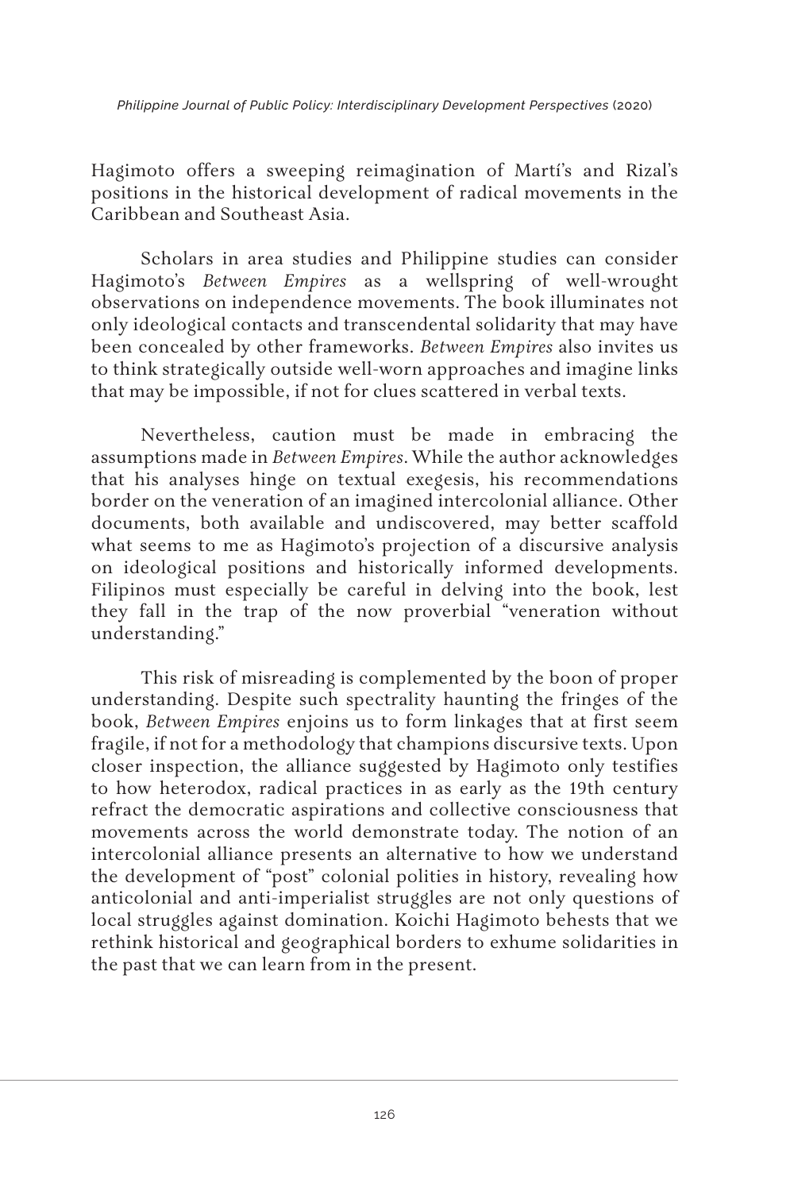Hagimoto offers a sweeping reimagination of Martí's and Rizal's positions in the historical development of radical movements in the Caribbean and Southeast Asia.

Scholars in area studies and Philippine studies can consider Hagimoto's *Between Empires* as a wellspring of well-wrought observations on independence movements. The book illuminates not only ideological contacts and transcendental solidarity that may have been concealed by other frameworks. *Between Empires* also invites us to think strategically outside well-worn approaches and imagine links that may be impossible, if not for clues scattered in verbal texts.

Nevertheless, caution must be made in embracing the assumptions made in *Between Empires*. While the author acknowledges that his analyses hinge on textual exegesis, his recommendations border on the veneration of an imagined intercolonial alliance. Other documents, both available and undiscovered, may better scaffold what seems to me as Hagimoto's projection of a discursive analysis on ideological positions and historically informed developments. Filipinos must especially be careful in delving into the book, lest they fall in the trap of the now proverbial "veneration without understanding."

This risk of misreading is complemented by the boon of proper understanding. Despite such spectrality haunting the fringes of the book, *Between Empires* enjoins us to form linkages that at first seem fragile, if not for a methodology that champions discursive texts. Upon closer inspection, the alliance suggested by Hagimoto only testifies to how heterodox, radical practices in as early as the 19th century refract the democratic aspirations and collective consciousness that movements across the world demonstrate today. The notion of an intercolonial alliance presents an alternative to how we understand the development of "post" colonial polities in history, revealing how anticolonial and anti-imperialist struggles are not only questions of local struggles against domination. Koichi Hagimoto behests that we rethink historical and geographical borders to exhume solidarities in the past that we can learn from in the present.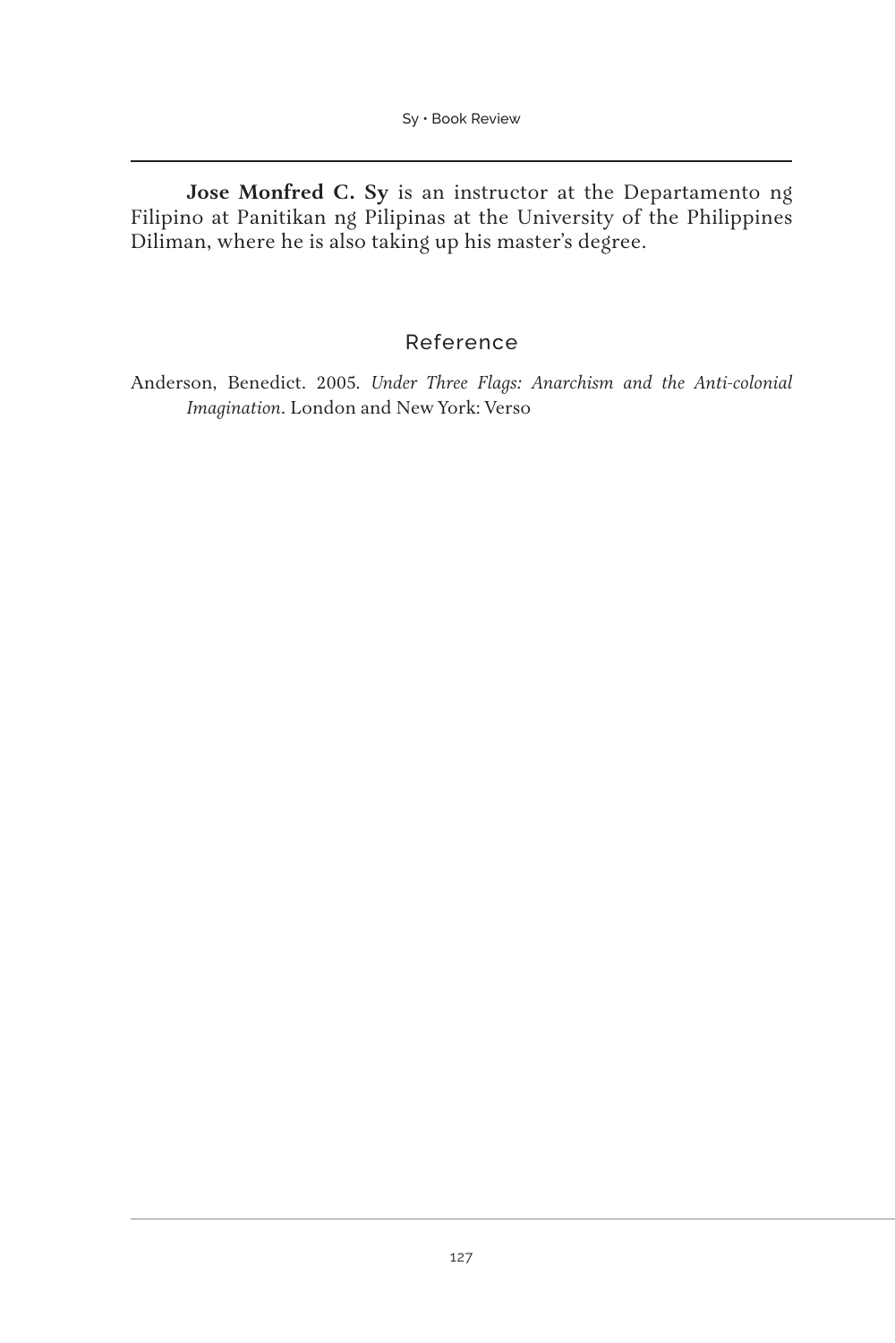**Jose Monfred C. Sy** is an instructor at the Departamento ng Filipino at Panitikan ng Pilipinas at the University of the Philippines Diliman, where he is also taking up his master's degree.

## Reference

Anderson, Benedict. 2005. *Under Three Flags: Anarchism and the Anti-colonial Imagination*. London and New York: Verso